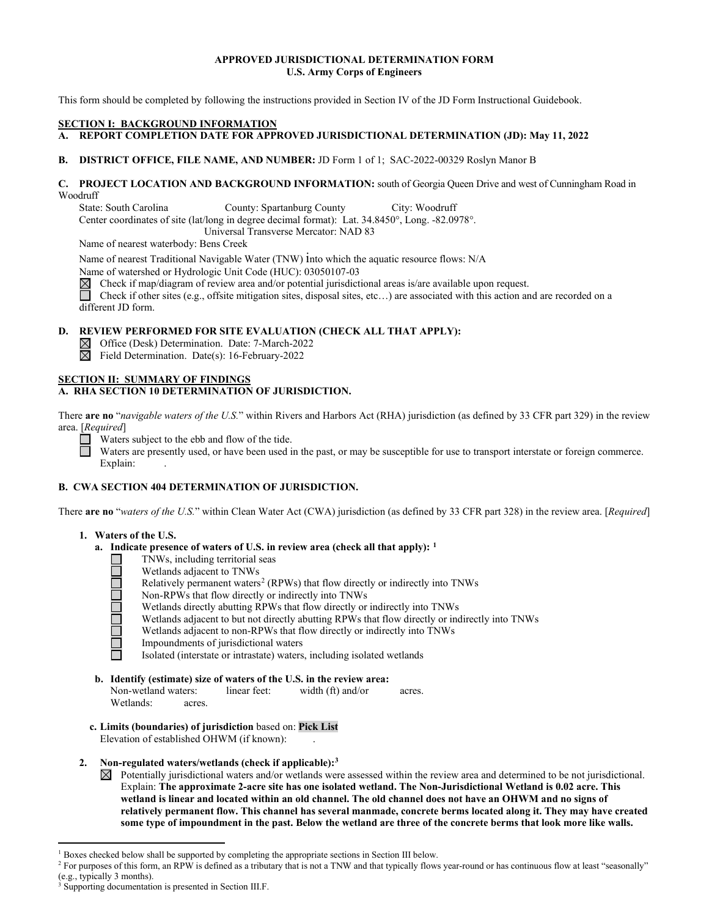**APPROVED JURISDICTIONAL DETERMINATION FORM**
**U.S. Army Corps of Engineers**

This form should be completed by following the instructions provided in Section IV of the JD Form Instructional Guidebook.

## SECTION I: BACKGROUND INFORMATION

**A. REPORT COMPLETION DATE FOR APPROVED JURISDICTIONAL DETERMINATION (JD): May 11, 2022**

**B. DISTRICT OFFICE, FILE NAME, AND NUMBER:** JD Form 1 of 1; SAC-2022-00329 Roslyn Manor B

**C. PROJECT LOCATION AND BACKGROUND INFORMATION:** south of Georgia Queen Drive and west of Cunningham Road in Woodruff

State: South Carolina County: Spartanburg County City: Woodruff

Center coordinates of site (lat/long in degree decimal format): Lat. 34.8450°, Long. -82.0978°.

Universal Transverse Mercator: NAD 83

Name of nearest waterbody: Bens Creek

Name of nearest Traditional Navigable Water (TNW) into which the aquatic resource flows: N/A

Name of watershed or Hydrologic Unit Code (HUC): 03050107-03

☒ Check if map/diagram of review area and/or potential jurisdictional areas is/are available upon request.

☐ Check if other sites (e.g., offsite mitigation sites, disposal sites, etc…) are associated with this action and are recorded on a different JD form.

**D. REVIEW PERFORMED FOR SITE EVALUATION (CHECK ALL THAT APPLY):**

☒ Office (Desk) Determination. Date: 7-March-2022

☒ Field Determination. Date(s): 16-February-2022

## SECTION II: SUMMARY OF FINDINGS

**A. RHA SECTION 10 DETERMINATION OF JURISDICTION.**

There **are no** "*navigable waters of the U.S.*" within Rivers and Harbors Act (RHA) jurisdiction (as defined by 33 CFR part 329) in the review area. [*Required*]

☐ Waters subject to the ebb and flow of the tide.

☐ Waters are presently used, or have been used in the past, or may be susceptible for use to transport interstate or foreign commerce. Explain: .

**B. CWA SECTION 404 DETERMINATION OF JURISDICTION.**

There **are no** "*waters of the U.S.*" within Clean Water Act (CWA) jurisdiction (as defined by 33 CFR part 328) in the review area. [*Required*]

**1. Waters of the U.S.**

**a. Indicate presence of waters of U.S. in review area (check all that apply):** [1]

☐ TNWs, including territorial seas

☐ Wetlands adjacent to TNWs

☐ Relatively permanent waters[2] (RPWs) that flow directly or indirectly into TNWs

☐ Non-RPWs that flow directly or indirectly into TNWs

☐ Wetlands directly abutting RPWs that flow directly or indirectly into TNWs

☐ Wetlands adjacent to but not directly abutting RPWs that flow directly or indirectly into TNWs

☐ Wetlands adjacent to non-RPWs that flow directly or indirectly into TNWs

☐ Impoundments of jurisdictional waters

☐ Isolated (interstate or intrastate) waters, including isolated wetlands

**b. Identify (estimate) size of waters of the U.S. in the review area:**

Non-wetland waters: linear feet: width (ft) and/or acres.

Wetlands: acres.

**c. Limits (boundaries) of jurisdiction** based on: **Pick List**

Elevation of established OHWM (if known): .

**2. Non-regulated waters/wetlands (check if applicable):**[3]

☒ Potentially jurisdictional waters and/or wetlands were assessed within the review area and determined to be not jurisdictional. Explain: **The approximate 2-acre site has one isolated wetland. The Non-Jurisdictional Wetland is 0.02 acre. This wetland is linear and located within an old channel. The old channel does not have an OHWM and no signs of relatively permanent flow. This channel has several manmade, concrete berms located along it. They may have created some type of impoundment in the past. Below the wetland are three of the concrete berms that look more like walls.**

---

[1] Boxes checked below shall be supported by completing the appropriate sections in Section III below.

[2] For purposes of this form, an RPW is defined as a tributary that is not a TNW and that typically flows year-round or has continuous flow at least "seasonally" (e.g., typically 3 months).

[3] Supporting documentation is presented in Section III.F.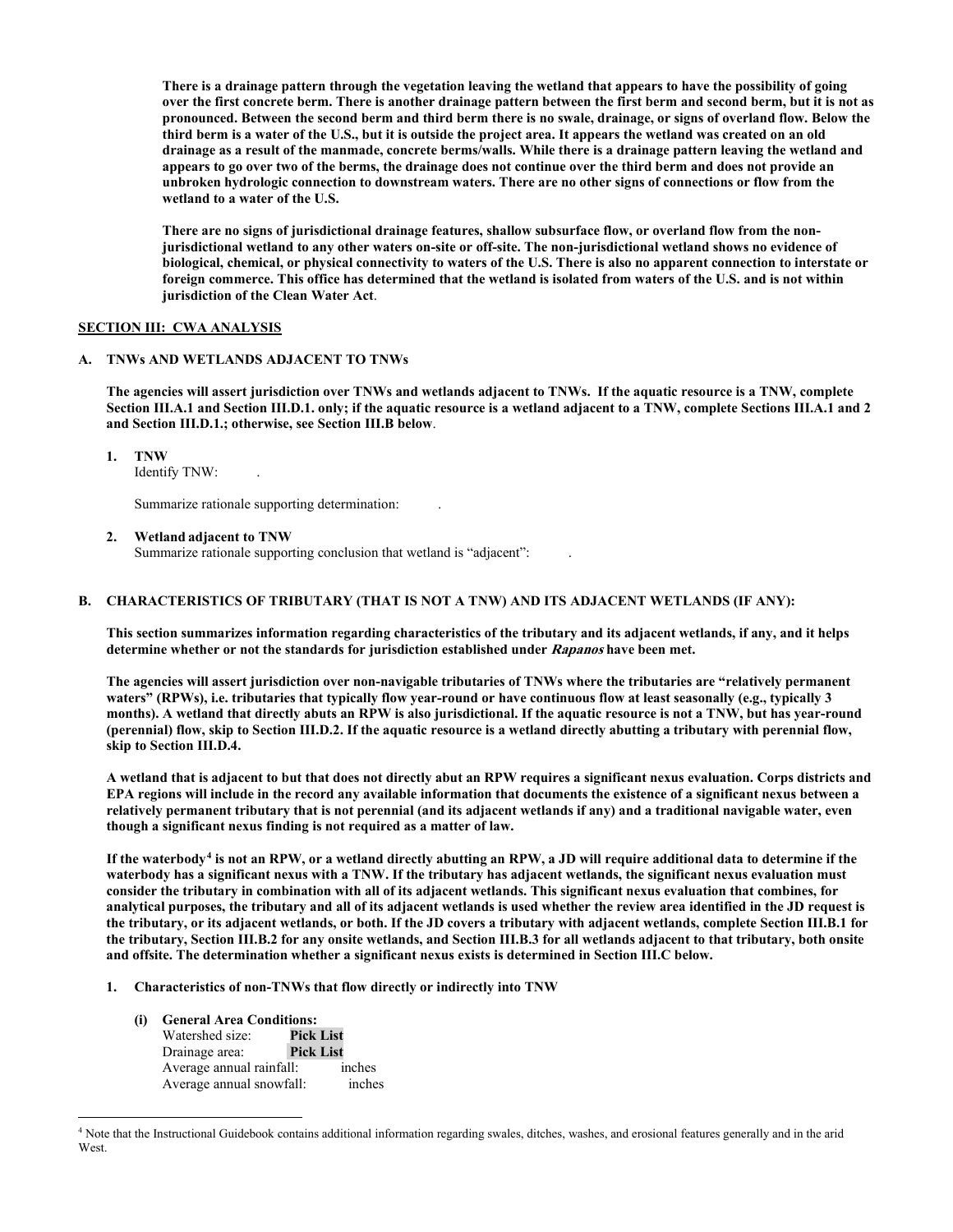**There is a drainage pattern through the vegetation leaving the wetland that appears to have the possibility of going over the first concrete berm. There is another drainage pattern between the first berm and second berm, but it is not as pronounced. Between the second berm and third berm there is no swale, drainage, or signs of overland flow. Below the third berm is a water of the U.S., but it is outside the project area. It appears the wetland was created on an old drainage as a result of the manmade, concrete berms/walls. While there is a drainage pattern leaving the wetland and appears to go over two of the berms, the drainage does not continue over the third berm and does not provide an unbroken hydrologic connection to downstream waters. There are no other signs of connections or flow from the wetland to a water of the U.S.**

**There are no signs of jurisdictional drainage features, shallow subsurface flow, or overland flow from the non-jurisdictional wetland to any other waters on-site or off-site. The non-jurisdictional wetland shows no evidence of biological, chemical, or physical connectivity to waters of the U.S. There is also no apparent connection to interstate or foreign commerce. This office has determined that the wetland is isolated from waters of the U.S. and is not within jurisdiction of the Clean Water Act**.

## SECTION III: CWA ANALYSIS

### A. TNWs AND WETLANDS ADJACENT TO TNWs

**The agencies will assert jurisdiction over TNWs and wetlands adjacent to TNWs. If the aquatic resource is a TNW, complete Section III.A.1 and Section III.D.1. only; if the aquatic resource is a wetland adjacent to a TNW, complete Sections III.A.1 and 2 and Section III.D.1.; otherwise, see Section III.B below**.

1. **TNW**
   Identify TNW: .

   Summarize rationale supporting determination: .

2. **Wetland adjacent to TNW**
   Summarize rationale supporting conclusion that wetland is "adjacent": .

### B. CHARACTERISTICS OF TRIBUTARY (THAT IS NOT A TNW) AND ITS ADJACENT WETLANDS (IF ANY):

**This section summarizes information regarding characteristics of the tributary and its adjacent wetlands, if any, and it helps determine whether or not the standards for jurisdiction established under *Rapanos* have been met.**

**The agencies will assert jurisdiction over non-navigable tributaries of TNWs where the tributaries are "relatively permanent waters" (RPWs), i.e. tributaries that typically flow year-round or have continuous flow at least seasonally (e.g., typically 3 months). A wetland that directly abuts an RPW is also jurisdictional. If the aquatic resource is not a TNW, but has year-round (perennial) flow, skip to Section III.D.2. If the aquatic resource is a wetland directly abutting a tributary with perennial flow, skip to Section III.D.4.**

**A wetland that is adjacent to but that does not directly abut an RPW requires a significant nexus evaluation. Corps districts and EPA regions will include in the record any available information that documents the existence of a significant nexus between a relatively permanent tributary that is not perennial (and its adjacent wetlands if any) and a traditional navigable water, even though a significant nexus finding is not required as a matter of law.**

**If the waterbody[4] is not an RPW, or a wetland directly abutting an RPW, a JD will require additional data to determine if the waterbody has a significant nexus with a TNW. If the tributary has adjacent wetlands, the significant nexus evaluation must consider the tributary in combination with all of its adjacent wetlands. This significant nexus evaluation that combines, for analytical purposes, the tributary and all of its adjacent wetlands is used whether the review area identified in the JD request is the tributary, or its adjacent wetlands, or both. If the JD covers a tributary with adjacent wetlands, complete Section III.B.1 for the tributary, Section III.B.2 for any onsite wetlands, and Section III.B.3 for all wetlands adjacent to that tributary, both onsite and offsite. The determination whether a significant nexus exists is determined in Section III.C below.**

1. **Characteristics of non-TNWs that flow directly or indirectly into TNW**

   **(i) General Area Conditions:**
   Watershed size: **Pick List**
   Drainage area: **Pick List**
   Average annual rainfall: inches
   Average annual snowfall: inches

---

[4] Note that the Instructional Guidebook contains additional information regarding swales, ditches, washes, and erosional features generally and in the arid West.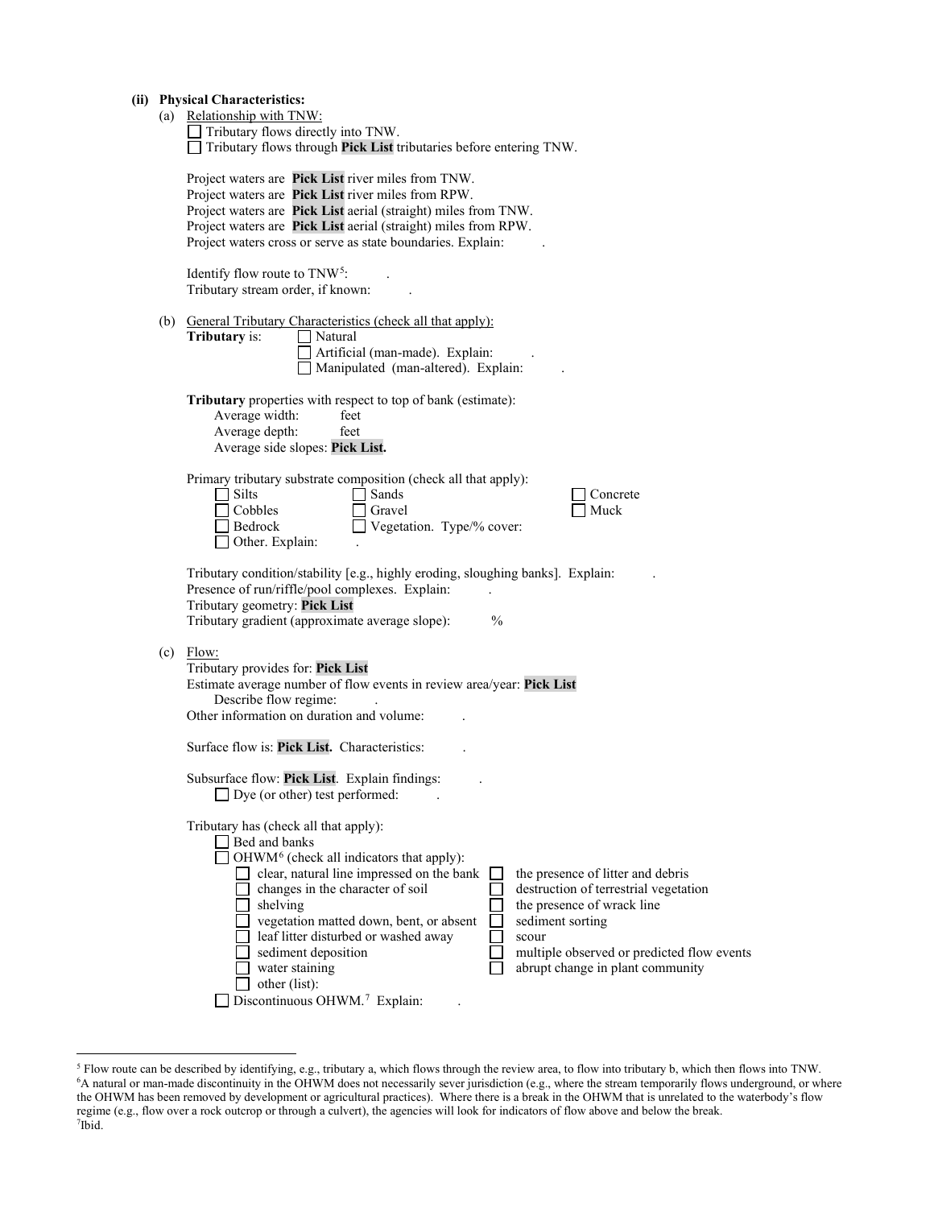**(ii) Physical Characteristics:**

(a) Relationship with TNW:

☐ Tributary flows directly into TNW.
☐ Tributary flows through **Pick List** tributaries before entering TNW.

Project waters are **Pick List** river miles from TNW.
Project waters are **Pick List** river miles from RPW.
Project waters are **Pick List** aerial (straight) miles from TNW.
Project waters are **Pick List** aerial (straight) miles from RPW.
Project waters cross or serve as state boundaries. Explain: .

Identify flow route to TNW[5]: .
Tributary stream order, if known: .

(b) General Tributary Characteristics (check all that apply):

**Tributary** is: ☐ Natural
☐ Artificial (man-made). Explain: .
☐ Manipulated (man-altered). Explain: .

**Tributary** properties with respect to top of bank (estimate):
Average width: feet
Average depth: feet
Average side slopes: **Pick List.**

Primary tributary substrate composition (check all that apply):
☐ Silts ☐ Sands ☐ Concrete
☐ Cobbles ☐ Gravel ☐ Muck
☐ Bedrock ☐ Vegetation. Type/% cover:
☐ Other. Explain: .

Tributary condition/stability [e.g., highly eroding, sloughing banks]. Explain: .
Presence of run/riffle/pool complexes. Explain: .
Tributary geometry: **Pick List**
Tributary gradient (approximate average slope): %

(c) Flow:

Tributary provides for: **Pick List**
Estimate average number of flow events in review area/year: **Pick List**
Describe flow regime: .
Other information on duration and volume: .

Surface flow is: **Pick List.** Characteristics: .

Subsurface flow: **Pick List**. Explain findings: .
☐ Dye (or other) test performed: .

Tributary has (check all that apply):
☐ Bed and banks
☐ OHWM[6] (check all indicators that apply):
☐ clear, natural line impressed on the bank
☐ changes in the character of soil
☐ shelving
☐ vegetation matted down, bent, or absent
☐ leaf litter disturbed or washed away
☐ sediment deposition
☐ water staining
☐ other (list):
☐ the presence of litter and debris
☐ destruction of terrestrial vegetation
☐ the presence of wrack line
☐ sediment sorting
☐ scour
☐ multiple observed or predicted flow events
☐ abrupt change in plant community
☐ Discontinuous OHWM.[7] Explain: .

---

[5] Flow route can be described by identifying, e.g., tributary a, which flows through the review area, to flow into tributary b, which then flows into TNW.
[6] A natural or man-made discontinuity in the OHWM does not necessarily sever jurisdiction (e.g., where the stream temporarily flows underground, or where the OHWM has been removed by development or agricultural practices). Where there is a break in the OHWM that is unrelated to the waterbody's flow regime (e.g., flow over a rock outcrop or through a culvert), the agencies will look for indicators of flow above and below the break.
[7] Ibid.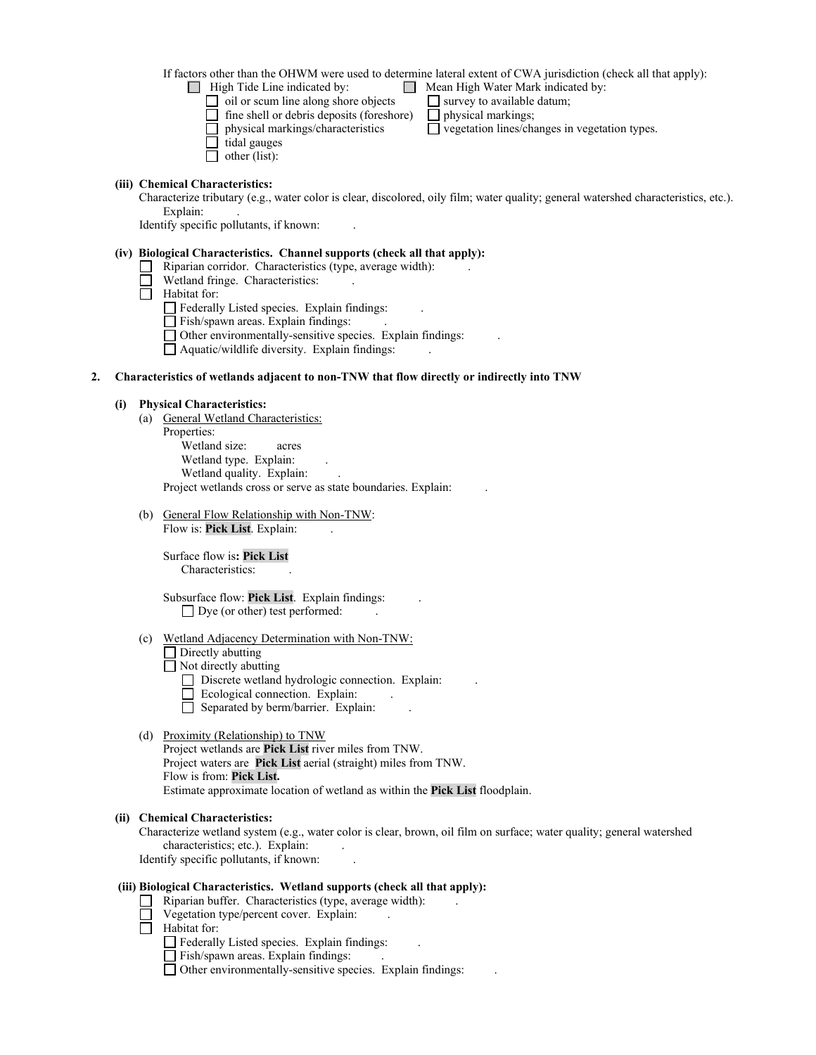If factors other than the OHWM were used to determine lateral extent of CWA jurisdiction (check all that apply):

- ☐ High Tide Line indicated by:
  - ☐ oil or scum line along shore objects
  - ☐ fine shell or debris deposits (foreshore)
  - ☐ physical markings/characteristics
  - ☐ tidal gauges
  - ☐ other (list):
- ☐ Mean High Water Mark indicated by:
  - ☐ survey to available datum;
  - ☐ physical markings;
  - ☐ vegetation lines/changes in vegetation types.

**(iii) Chemical Characteristics:**

Characterize tributary (e.g., water color is clear, discolored, oily film; water quality; general watershed characteristics, etc.). Explain: .

Identify specific pollutants, if known: .

**(iv) Biological Characteristics. Channel supports (check all that apply):**

- ☐ Riparian corridor. Characteristics (type, average width): .
- ☐ Wetland fringe. Characteristics: .
- ☐ Habitat for:
  - ☐ Federally Listed species. Explain findings: .
  - ☐ Fish/spawn areas. Explain findings: .
  - ☐ Other environmentally-sensitive species. Explain findings: .
  - ☐ Aquatic/wildlife diversity. Explain findings: .

**2. Characteristics of wetlands adjacent to non-TNW that flow directly or indirectly into TNW**

**(i) Physical Characteristics:**

(a) General Wetland Characteristics:

Properties:

Wetland size: acres

Wetland type. Explain: .

Wetland quality. Explain: .

Project wetlands cross or serve as state boundaries. Explain: .

(b) General Flow Relationship with Non-TNW:

Flow is: **Pick List**. Explain: .

Surface flow is**: Pick List**

Characteristics: .

Subsurface flow: **Pick List**. Explain findings: .

☐ Dye (or other) test performed: .

(c) Wetland Adjacency Determination with Non-TNW:

- ☐ Directly abutting
- ☐ Not directly abutting
  - ☐ Discrete wetland hydrologic connection. Explain: .
  - ☐ Ecological connection. Explain: .
  - ☐ Separated by berm/barrier. Explain: .

(d) Proximity (Relationship) to TNW

Project wetlands are **Pick List** river miles from TNW.

Project waters are **Pick List** aerial (straight) miles from TNW.

Flow is from: **Pick List.**

Estimate approximate location of wetland as within the **Pick List** floodplain.

**(ii) Chemical Characteristics:**

Characterize wetland system (e.g., water color is clear, brown, oil film on surface; water quality; general watershed characteristics; etc.). Explain: .

Identify specific pollutants, if known: .

**(iii) Biological Characteristics. Wetland supports (check all that apply):**

- ☐ Riparian buffer. Characteristics (type, average width): .
- ☐ Vegetation type/percent cover. Explain: .
- ☐ Habitat for:
  - ☐ Federally Listed species. Explain findings: .
  - ☐ Fish/spawn areas. Explain findings: .
  - ☐ Other environmentally-sensitive species. Explain findings: .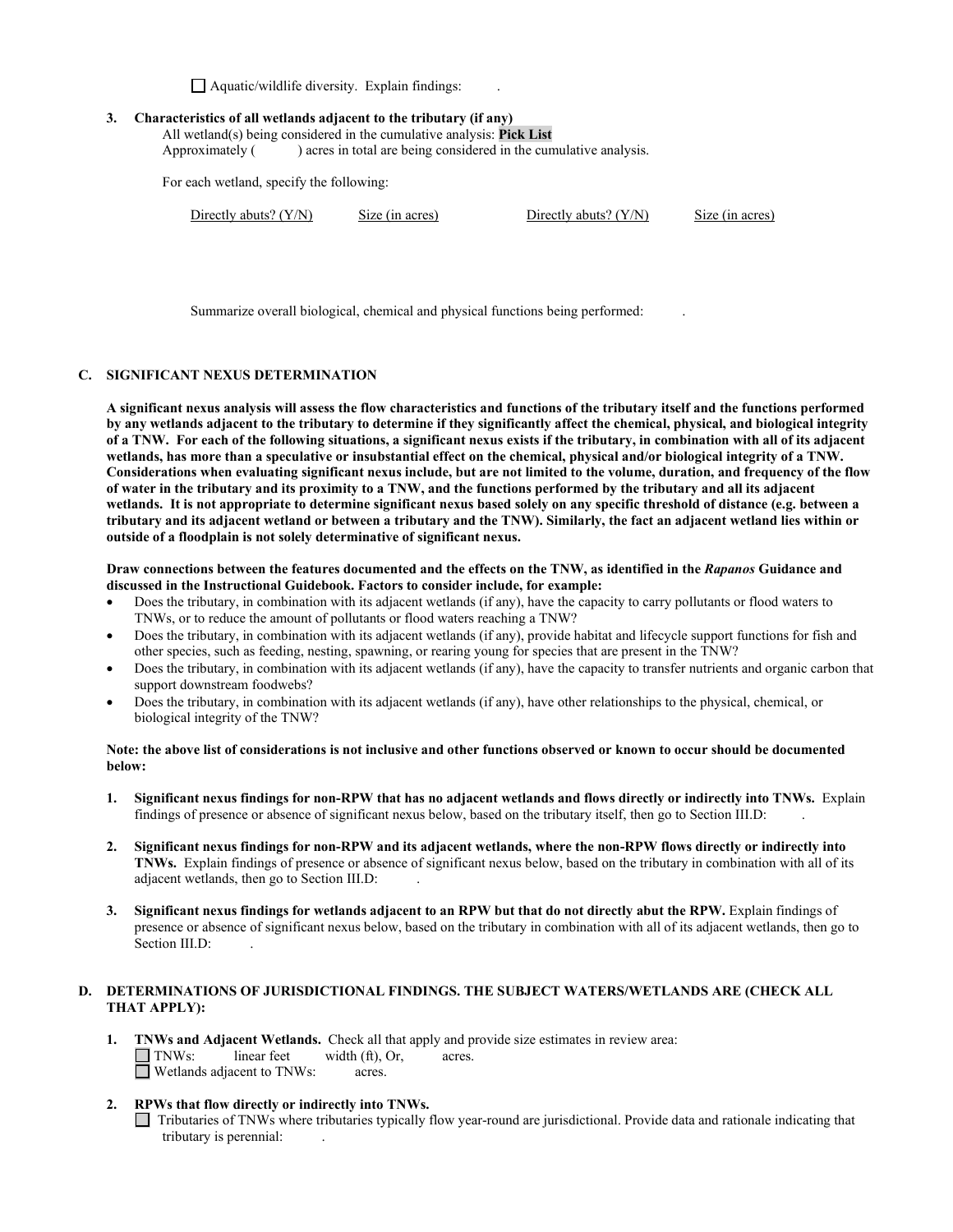☐ Aquatic/wildlife diversity. Explain findings: .

**3. Characteristics of all wetlands adjacent to the tributary (if any)**

All wetland(s) being considered in the cumulative analysis: **Pick List**

Approximately ( ) acres in total are being considered in the cumulative analysis.

For each wetland, specify the following:

| Directly abuts? (Y/N) | Size (in acres) | Directly abuts? (Y/N) | Size (in acres) |
|---|---|---|---|

Summarize overall biological, chemical and physical functions being performed: .

## C. SIGNIFICANT NEXUS DETERMINATION

**A significant nexus analysis will assess the flow characteristics and functions of the tributary itself and the functions performed by any wetlands adjacent to the tributary to determine if they significantly affect the chemical, physical, and biological integrity of a TNW. For each of the following situations, a significant nexus exists if the tributary, in combination with all of its adjacent wetlands, has more than a speculative or insubstantial effect on the chemical, physical and/or biological integrity of a TNW. Considerations when evaluating significant nexus include, but are not limited to the volume, duration, and frequency of the flow of water in the tributary and its proximity to a TNW, and the functions performed by the tributary and all its adjacent wetlands. It is not appropriate to determine significant nexus based solely on any specific threshold of distance (e.g. between a tributary and its adjacent wetland or between a tributary and the TNW). Similarly, the fact an adjacent wetland lies within or outside of a floodplain is not solely determinative of significant nexus.**

**Draw connections between the features documented and the effects on the TNW, as identified in the *Rapanos* Guidance and discussed in the Instructional Guidebook. Factors to consider include, for example:**

- Does the tributary, in combination with its adjacent wetlands (if any), have the capacity to carry pollutants or flood waters to TNWs, or to reduce the amount of pollutants or flood waters reaching a TNW?
- Does the tributary, in combination with its adjacent wetlands (if any), provide habitat and lifecycle support functions for fish and other species, such as feeding, nesting, spawning, or rearing young for species that are present in the TNW?
- Does the tributary, in combination with its adjacent wetlands (if any), have the capacity to transfer nutrients and organic carbon that support downstream foodwebs?
- Does the tributary, in combination with its adjacent wetlands (if any), have other relationships to the physical, chemical, or biological integrity of the TNW?

**Note: the above list of considerations is not inclusive and other functions observed or known to occur should be documented below:**

1. **Significant nexus findings for non-RPW that has no adjacent wetlands and flows directly or indirectly into TNWs.** Explain findings of presence or absence of significant nexus below, based on the tributary itself, then go to Section III.D: .

2. **Significant nexus findings for non-RPW and its adjacent wetlands, where the non-RPW flows directly or indirectly into TNWs.** Explain findings of presence or absence of significant nexus below, based on the tributary in combination with all of its adjacent wetlands, then go to Section III.D: .

3. **Significant nexus findings for wetlands adjacent to an RPW but that do not directly abut the RPW.** Explain findings of presence or absence of significant nexus below, based on the tributary in combination with all of its adjacent wetlands, then go to Section III.D: .

## D. DETERMINATIONS OF JURISDICTIONAL FINDINGS. THE SUBJECT WATERS/WETLANDS ARE (CHECK ALL THAT APPLY):

1. **TNWs and Adjacent Wetlands.** Check all that apply and provide size estimates in review area:
   ☐ TNWs: linear feet width (ft), Or, acres.
   ☐ Wetlands adjacent to TNWs: acres.

2. **RPWs that flow directly or indirectly into TNWs.**
   ☐ Tributaries of TNWs where tributaries typically flow year-round are jurisdictional. Provide data and rationale indicating that tributary is perennial: .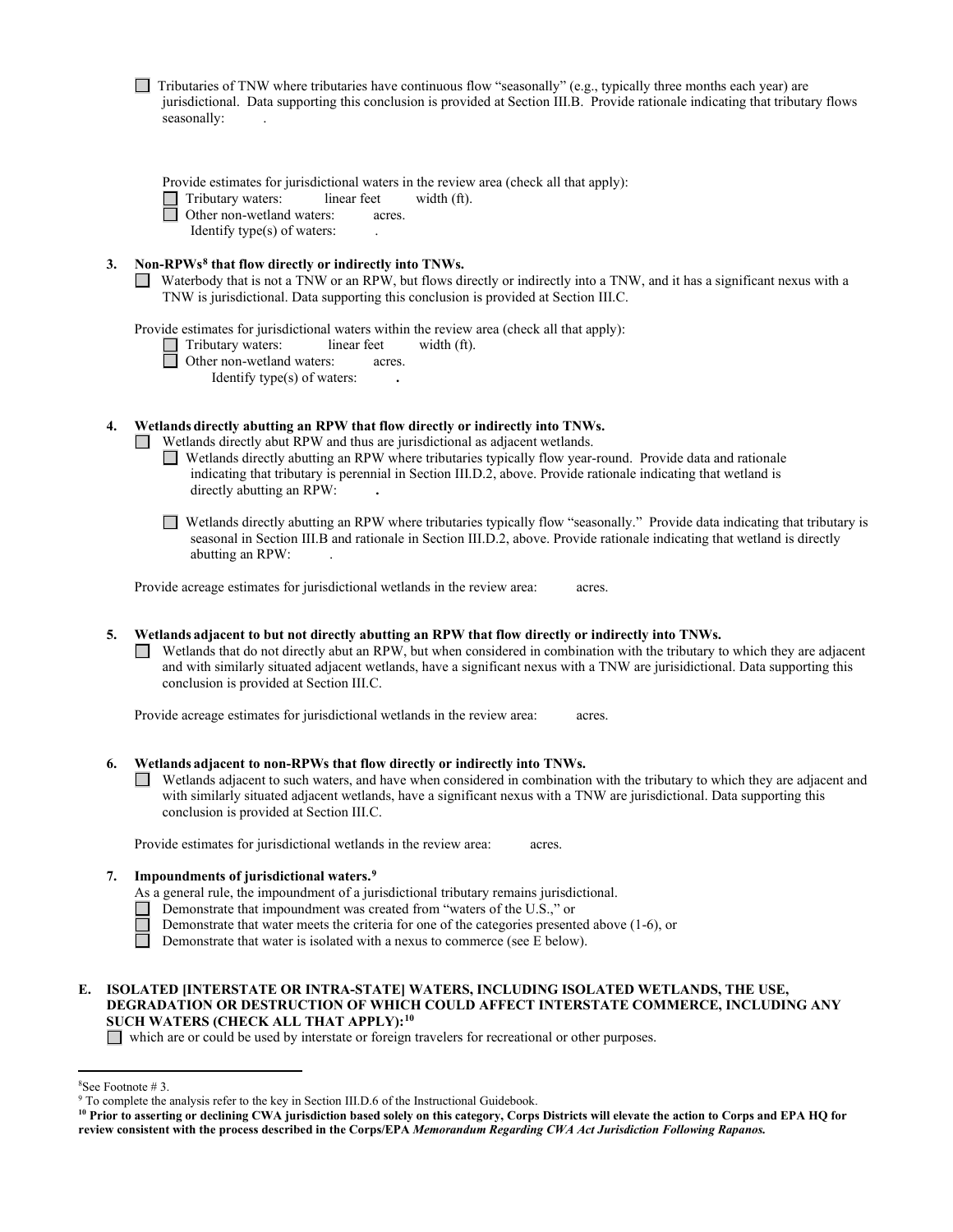☐ Tributaries of TNW where tributaries have continuous flow "seasonally" (e.g., typically three months each year) are jurisdictional. Data supporting this conclusion is provided at Section III.B. Provide rationale indicating that tributary flows seasonally: .

Provide estimates for jurisdictional waters in the review area (check all that apply):

☐ Tributary waters: linear feet width (ft).
☐ Other non-wetland waters: acres.
Identify type(s) of waters: .

**3. Non-RPWs[8] that flow directly or indirectly into TNWs.**

☐ Waterbody that is not a TNW or an RPW, but flows directly or indirectly into a TNW, and it has a significant nexus with a TNW is jurisdictional. Data supporting this conclusion is provided at Section III.C.

Provide estimates for jurisdictional waters within the review area (check all that apply):

☐ Tributary waters: linear feet width (ft).
☐ Other non-wetland waters: acres.
Identify type(s) of waters: **.**

**4. Wetlands directly abutting an RPW that flow directly or indirectly into TNWs.**

☐ Wetlands directly abut RPW and thus are jurisdictional as adjacent wetlands.

☐ Wetlands directly abutting an RPW where tributaries typically flow year-round. Provide data and rationale indicating that tributary is perennial in Section III.D.2, above. Provide rationale indicating that wetland is directly abutting an RPW: **.**

☐ Wetlands directly abutting an RPW where tributaries typically flow "seasonally." Provide data indicating that tributary is seasonal in Section III.B and rationale in Section III.D.2, above. Provide rationale indicating that wetland is directly abutting an RPW: .

Provide acreage estimates for jurisdictional wetlands in the review area: acres.

**5. Wetlands adjacent to but not directly abutting an RPW that flow directly or indirectly into TNWs.**

☐ Wetlands that do not directly abut an RPW, but when considered in combination with the tributary to which they are adjacent and with similarly situated adjacent wetlands, have a significant nexus with a TNW are jurisidictional. Data supporting this conclusion is provided at Section III.C.

Provide acreage estimates for jurisdictional wetlands in the review area: acres.

**6. Wetlands adjacent to non-RPWs that flow directly or indirectly into TNWs.**

☐ Wetlands adjacent to such waters, and have when considered in combination with the tributary to which they are adjacent and with similarly situated adjacent wetlands, have a significant nexus with a TNW are jurisdictional. Data supporting this conclusion is provided at Section III.C.

Provide estimates for jurisdictional wetlands in the review area: acres.

**7. Impoundments of jurisdictional waters.[9]**

As a general rule, the impoundment of a jurisdictional tributary remains jurisdictional.

☐ Demonstrate that impoundment was created from "waters of the U.S.," or
☐ Demonstrate that water meets the criteria for one of the categories presented above (1-6), or
☐ Demonstrate that water is isolated with a nexus to commerce (see E below).

**E. ISOLATED [INTERSTATE OR INTRA-STATE] WATERS, INCLUDING ISOLATED WETLANDS, THE USE, DEGRADATION OR DESTRUCTION OF WHICH COULD AFFECT INTERSTATE COMMERCE, INCLUDING ANY SUCH WATERS (CHECK ALL THAT APPLY):[10]**

☐ which are or could be used by interstate or foreign travelers for recreational or other purposes.

---

[8] See Footnote # 3.

[9] To complete the analysis refer to the key in Section III.D.6 of the Instructional Guidebook.

[10] **Prior to asserting or declining CWA jurisdiction based solely on this category, Corps Districts will elevate the action to Corps and EPA HQ for review consistent with the process described in the Corps/EPA *Memorandum Regarding CWA Act Jurisdiction Following Rapanos.***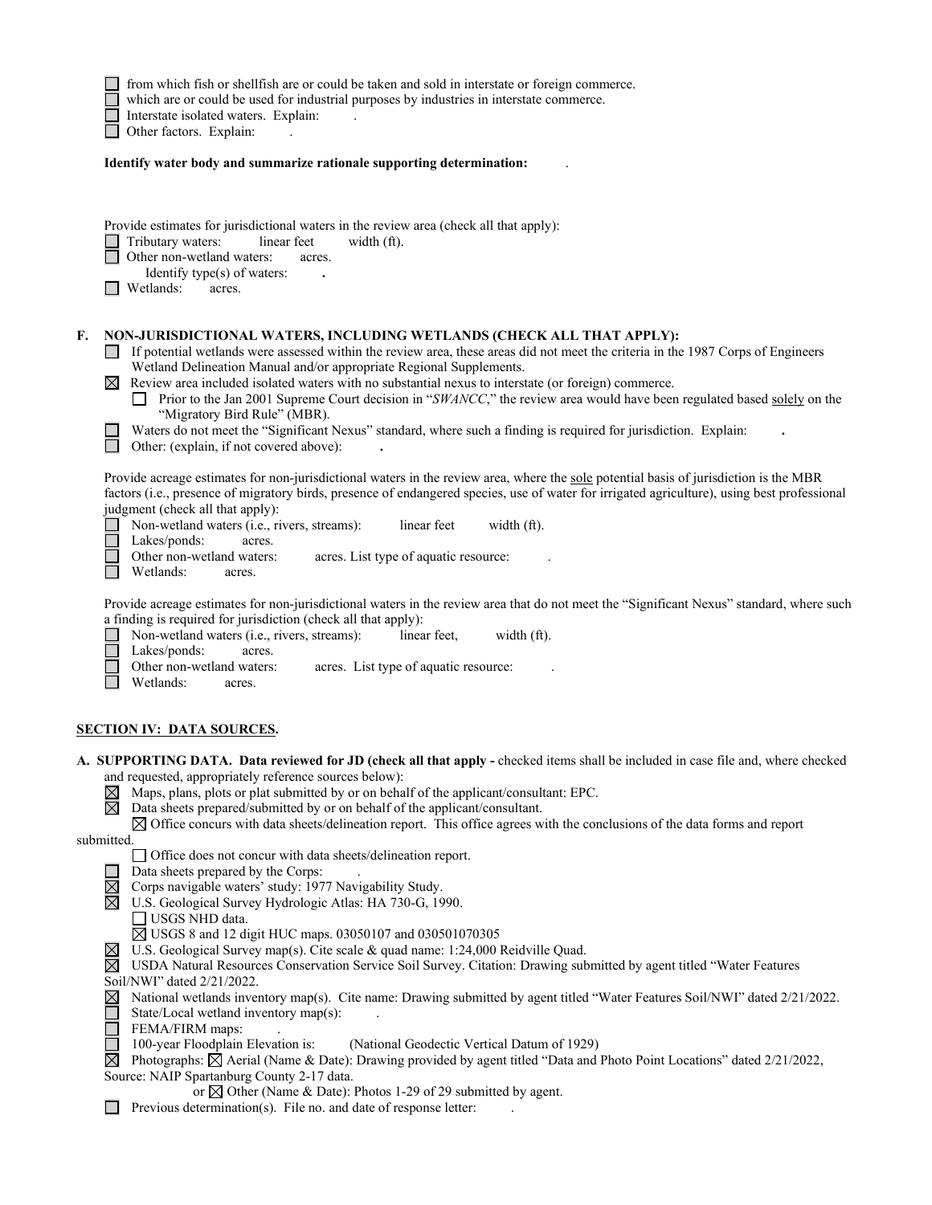☐ from which fish or shellfish are or could be taken and sold in interstate or foreign commerce.
☐ which are or could be used for industrial purposes by industries in interstate commerce.
☐ Interstate isolated waters. Explain: .
☐ Other factors. Explain: .

**Identify water body and summarize rationale supporting determination:** .

Provide estimates for jurisdictional waters in the review area (check all that apply):
☐ Tributary waters: linear feet width (ft).
☐ Other non-wetland waters: acres.
  Identify type(s) of waters: **.**
☐ Wetlands: acres.

**F. NON-JURISDICTIONAL WATERS, INCLUDING WETLANDS (CHECK ALL THAT APPLY):**

☐ If potential wetlands were assessed within the review area, these areas did not meet the criteria in the 1987 Corps of Engineers Wetland Delineation Manual and/or appropriate Regional Supplements.
☒ Review area included isolated waters with no substantial nexus to interstate (or foreign) commerce.
  ☐ Prior to the Jan 2001 Supreme Court decision in "*SWANCC*," the review area would have been regulated based solely on the "Migratory Bird Rule" (MBR).
☐ Waters do not meet the "Significant Nexus" standard, where such a finding is required for jurisdiction. Explain: **.**
☐ Other: (explain, if not covered above): **.**

Provide acreage estimates for non-jurisdictional waters in the review area, where the sole potential basis of jurisdiction is the MBR factors (i.e., presence of migratory birds, presence of endangered species, use of water for irrigated agriculture), using best professional judgment (check all that apply):
☐ Non-wetland waters (i.e., rivers, streams): linear feet width (ft).
☐ Lakes/ponds: acres.
☐ Other non-wetland waters: acres. List type of aquatic resource: .
☐ Wetlands: acres.

Provide acreage estimates for non-jurisdictional waters in the review area that do not meet the "Significant Nexus" standard, where such a finding is required for jurisdiction (check all that apply):
☐ Non-wetland waters (i.e., rivers, streams): linear feet, width (ft).
☐ Lakes/ponds: acres.
☐ Other non-wetland waters: acres. List type of aquatic resource: .
☐ Wetlands: acres.

## SECTION IV: DATA SOURCES.

**A. SUPPORTING DATA. Data reviewed for JD (check all that apply -** checked items shall be included in case file and, where checked and requested, appropriately reference sources below):
☒ Maps, plans, plots or plat submitted by or on behalf of the applicant/consultant: EPC.
☒ Data sheets prepared/submitted by or on behalf of the applicant/consultant.
  ☒ Office concurs with data sheets/delineation report. This office agrees with the conclusions of the data forms and report submitted.
  ☐ Office does not concur with data sheets/delineation report.
☐ Data sheets prepared by the Corps: .
☒ Corps navigable waters' study: 1977 Navigability Study.
☒ U.S. Geological Survey Hydrologic Atlas: HA 730-G, 1990.
  ☐ USGS NHD data.
  ☒ USGS 8 and 12 digit HUC maps. 03050107 and 030501070305
☒ U.S. Geological Survey map(s). Cite scale & quad name: 1:24,000 Reidville Quad.
☒ USDA Natural Resources Conservation Service Soil Survey. Citation: Drawing submitted by agent titled "Water Features Soil/NWI" dated 2/21/2022.
☒ National wetlands inventory map(s). Cite name: Drawing submitted by agent titled "Water Features Soil/NWI" dated 2/21/2022.
☐ State/Local wetland inventory map(s): .
☐ FEMA/FIRM maps: .
☐ 100-year Floodplain Elevation is: (National Geodectic Vertical Datum of 1929)
☒ Photographs: ☒ Aerial (Name & Date): Drawing provided by agent titled "Data and Photo Point Locations" dated 2/21/2022, Source: NAIP Spartanburg County 2-17 data.
  or ☒ Other (Name & Date): Photos 1-29 of 29 submitted by agent.
☐ Previous determination(s). File no. and date of response letter: .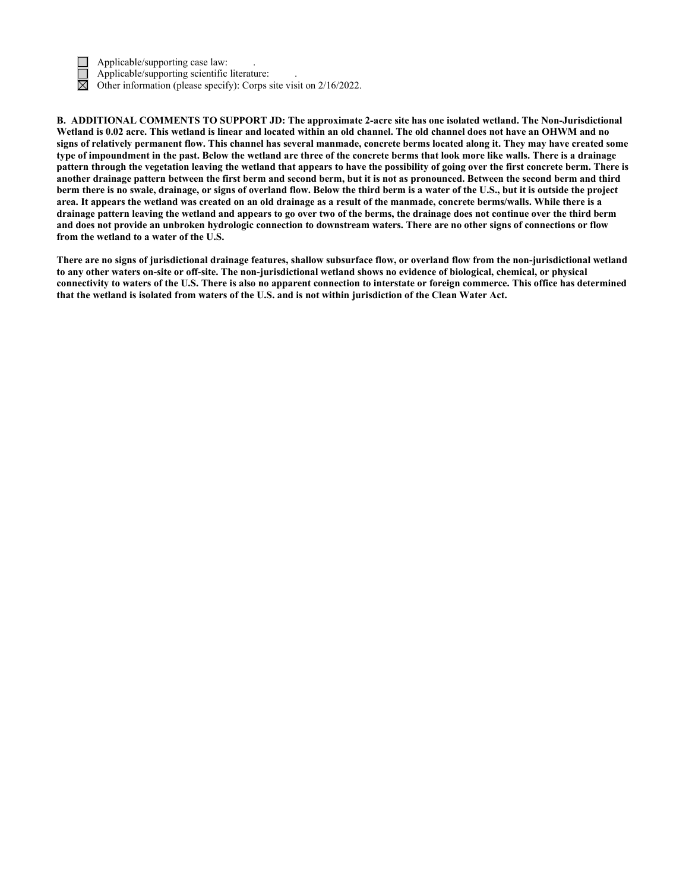- [ ] Applicable/supporting case law: .
- [ ] Applicable/supporting scientific literature: .
- [x] Other information (please specify): Corps site visit on 2/16/2022.

**B. ADDITIONAL COMMENTS TO SUPPORT JD: The approximate 2-acre site has one isolated wetland. The Non-Jurisdictional Wetland is 0.02 acre. This wetland is linear and located within an old channel. The old channel does not have an OHWM and no signs of relatively permanent flow. This channel has several manmade, concrete berms located along it. They may have created some type of impoundment in the past. Below the wetland are three of the concrete berms that look more like walls. There is a drainage pattern through the vegetation leaving the wetland that appears to have the possibility of going over the first concrete berm. There is another drainage pattern between the first berm and second berm, but it is not as pronounced. Between the second berm and third berm there is no swale, drainage, or signs of overland flow. Below the third berm is a water of the U.S., but it is outside the project area. It appears the wetland was created on an old drainage as a result of the manmade, concrete berms/walls. While there is a drainage pattern leaving the wetland and appears to go over two of the berms, the drainage does not continue over the third berm and does not provide an unbroken hydrologic connection to downstream waters. There are no other signs of connections or flow from the wetland to a water of the U.S.**

**There are no signs of jurisdictional drainage features, shallow subsurface flow, or overland flow from the non-jurisdictional wetland to any other waters on-site or off-site. The non-jurisdictional wetland shows no evidence of biological, chemical, or physical connectivity to waters of the U.S. There is also no apparent connection to interstate or foreign commerce. This office has determined that the wetland is isolated from waters of the U.S. and is not within jurisdiction of the Clean Water Act.**